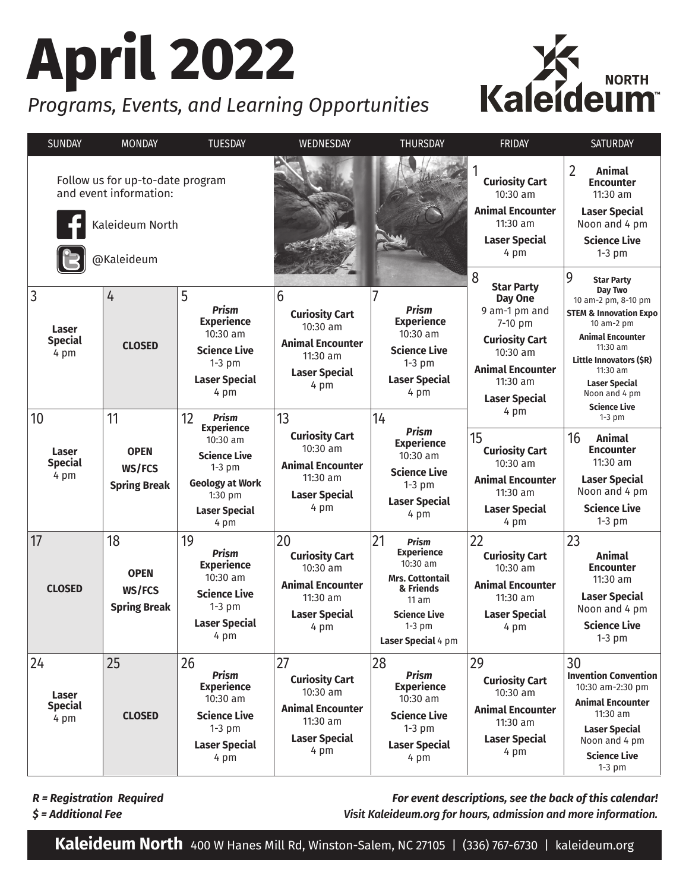# April 2022

*Programs, Events, and Learning Opportunities*

Kaleideum NORTH

| SUNDAY | MONDAY | TUESDAY | WEDNESDAY | THURSDAY | FRIDAY | SATURDAY |
|---|---|---|---|---|---|---|
| Follow us for up-to-date program and event information: Kaleideum North; @Kaleideum | | | | | 1 **Curiosity Cart** 10:30 am **Animal Encounter** 11:30 am **Laser Special** 4 pm | 2 **Animal Encounter** 11:30 am **Laser Special** Noon and 4 pm **Science Live** 1-3 pm |
| 3 **Laser Special** 4 pm | 4 **CLOSED** | 5 ***Prism* Experience** 10:30 am **Science Live** 1-3 pm **Laser Special** 4 pm | 6 **Curiosity Cart** 10:30 am **Animal Encounter** 11:30 am **Laser Special** 4 pm | 7 ***Prism* Experience** 10:30 am **Science Live** 1-3 pm **Laser Special** 4 pm | 8 **Star Party Day One** 9 am-1 pm and 7-10 pm **Curiosity Cart** 10:30 am **Animal Encounter** 11:30 am **Laser Special** 4 pm | 9 **Star Party Day Two** 10 am-2 pm, 8-10 pm **STEM & Innovation Expo** 10 am-2 pm **Animal Encounter** 11:30 am **Little Innovators ($R)** 11:30 am **Laser Special** Noon and 4 pm **Science Live** 1-3 pm |
| 10 **Laser Special** 4 pm | 11 **OPEN WS/FCS Spring Break** | 12 ***Prism* Experience** 10:30 am **Science Live** 1-3 pm **Geology at Work** 1:30 pm **Laser Special** 4 pm | 13 **Curiosity Cart** 10:30 am **Animal Encounter** 11:30 am **Laser Special** 4 pm | 14 ***Prism* Experience** 10:30 am **Science Live** 1-3 pm **Laser Special** 4 pm | 15 **Curiosity Cart** 10:30 am **Animal Encounter** 11:30 am **Laser Special** 4 pm | 16 **Animal Encounter** 11:30 am **Laser Special** Noon and 4 pm **Science Live** 1-3 pm |
| 17 **CLOSED** | 18 **OPEN WS/FCS Spring Break** | 19 ***Prism* Experience** 10:30 am **Science Live** 1-3 pm **Laser Special** 4 pm | 20 **Curiosity Cart** 10:30 am **Animal Encounter** 11:30 am **Laser Special** 4 pm | 21 ***Prism* Experience** 10:30 am **Mrs. Cottontail & Friends** 11 am **Science Live** 1-3 pm **Laser Special** 4 pm | 22 **Curiosity Cart** 10:30 am **Animal Encounter** 11:30 am **Laser Special** 4 pm | 23 **Animal Encounter** 11:30 am **Laser Special** Noon and 4 pm **Science Live** 1-3 pm |
| 24 **Laser Special** 4 pm | 25 **CLOSED** | 26 ***Prism* Experience** 10:30 am **Science Live** 1-3 pm **Laser Special** 4 pm | 27 **Curiosity Cart** 10:30 am **Animal Encounter** 11:30 am **Laser Special** 4 pm | 28 ***Prism* Experience** 10:30 am **Science Live** 1-3 pm **Laser Special** 4 pm | 29 **Curiosity Cart** 10:30 am **Animal Encounter** 11:30 am **Laser Special** 4 pm | 30 **Invention Convention** 10:30 am-2:30 pm **Animal Encounter** 11:30 am **Laser Special** Noon and 4 pm **Science Live** 1-3 pm |

***R = Registration Required***
***$ = Additional Fee***

***For event descriptions, see the back of this calendar!***
***Visit Kaleideum.org for hours, admission and more information.***

**Kaleideum North** 400 W Hanes Mill Rd, Winston-Salem, NC 27105 | (336) 767-6730 | kaleideum.org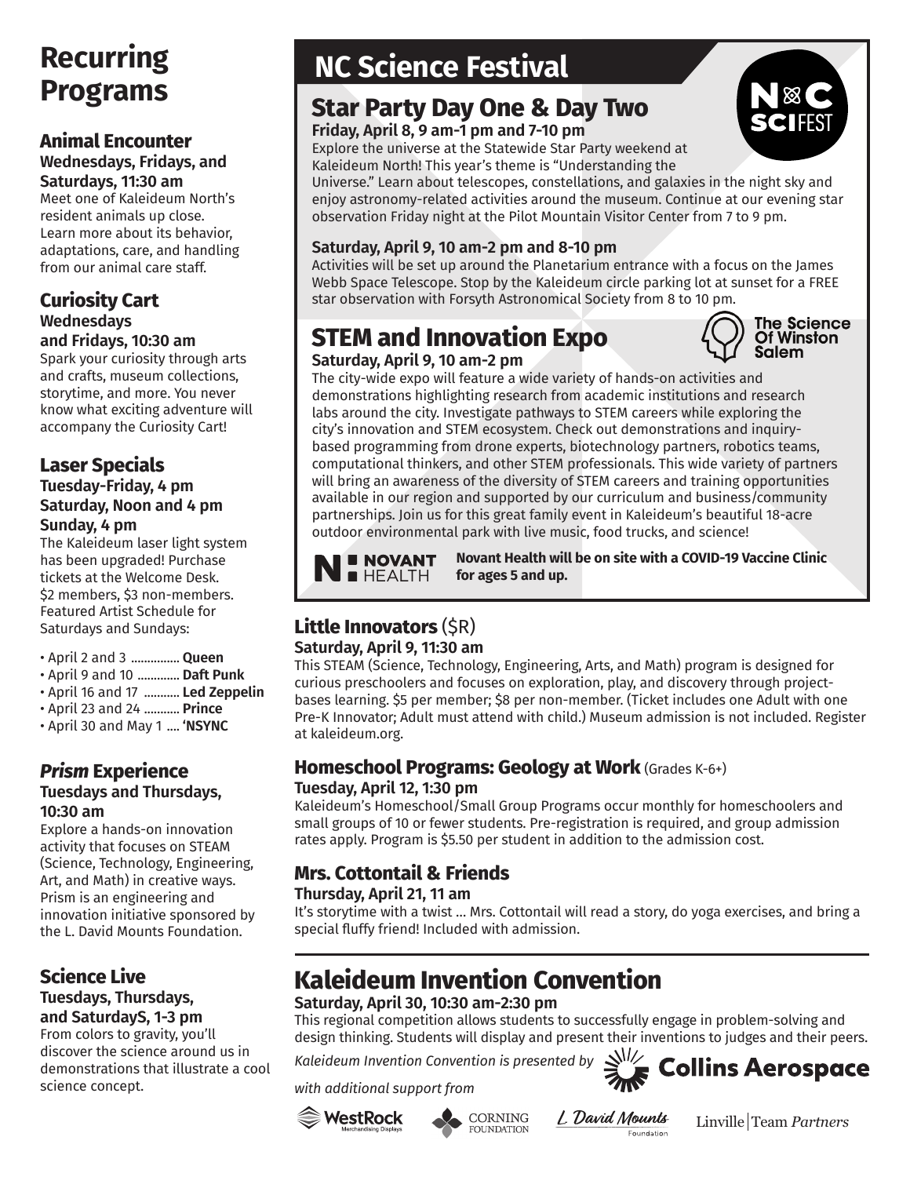# Recurring Programs

### Animal Encounter

**Wednesdays, Fridays, and Saturdays, 11:30 am**

Meet one of Kaleideum North's resident animals up close. Learn more about its behavior, adaptations, care, and handling from our animal care staff.

### Curiosity Cart

**Wednesdays and Fridays, 10:30 am**

Spark your curiosity through arts and crafts, museum collections, storytime, and more. You never know what exciting adventure will accompany the Curiosity Cart!

### Laser Specials

**Tuesday-Friday, 4 pm**
**Saturday, Noon and 4 pm**
**Sunday, 4 pm**

The Kaleideum laser light system has been upgraded! Purchase tickets at the Welcome Desk. $2 members, $3 non-members. Featured Artist Schedule for Saturdays and Sundays:

- April 2 and 3 ............... **Queen**
- April 9 and 10 ............. **Daft Punk**
- April 16 and 17 ........... **Led Zeppelin**
- April 23 and 24 ........... **Prince**
- April 30 and May 1 .... **'NSYNC**

### *Prism* Experience

**Tuesdays and Thursdays, 10:30 am**

Explore a hands-on innovation activity that focuses on STEAM (Science, Technology, Engineering, Art, and Math) in creative ways. Prism is an engineering and innovation initiative sponsored by the L. David Mounts Foundation.

### Science Live

**Tuesdays, Thursdays, and SaturdayS, 1-3 pm**

From colors to gravity, you'll discover the science around us in demonstrations that illustrate a cool science concept.

# NC Science Festival

NC SCIFEST

## Star Party Day One & Day Two

**Friday, April 8, 9 am-1 pm and 7-10 pm**

Explore the universe at the Statewide Star Party weekend at Kaleideum North! This year's theme is "Understanding the Universe." Learn about telescopes, constellations, and galaxies in the night sky and enjoy astronomy-related activities around the museum. Continue at our evening star observation Friday night at the Pilot Mountain Visitor Center from 7 to 9 pm.

**Saturday, April 9, 10 am-2 pm and 8-10 pm**

Activities will be set up around the Planetarium entrance with a focus on the James Webb Space Telescope. Stop by the Kaleideum circle parking lot at sunset for a FREE star observation with Forsyth Astronomical Society from 8 to 10 pm.

## STEM and Innovation Expo

The Science Of Winston Salem

**Saturday, April 9, 10 am-2 pm**

The city-wide expo will feature a wide variety of hands-on activities and demonstrations highlighting research from academic institutions and research labs around the city. Investigate pathways to STEM careers while exploring the city's innovation and STEM ecosystem. Check out demonstrations and inquiry-based programming from drone experts, biotechnology partners, robotics teams, computational thinkers, and other STEM professionals. This wide variety of partners will bring an awareness of the diversity of STEM careers and training opportunities available in our region and supported by our curriculum and business/community partnerships. Join us for this great family event in Kaleideum's beautiful 18-acre outdoor environmental park with live music, food trucks, and science!

NOVANT HEALTH

**Novant Health will be on site with a COVID-19 Vaccine Clinic for ages 5 and up.**

### Little Innovators ($R)

**Saturday, April 9, 11:30 am**

This STEAM (Science, Technology, Engineering, Arts, and Math) program is designed for curious preschoolers and focuses on exploration, play, and discovery through project-bases learning. $5 per member; $8 per non-member. (Ticket includes one Adult with one Pre-K Innovator; Adult must attend with child.) Museum admission is not included. Register at kaleideum.org.

### Homeschool Programs: Geology at Work (Grades K-6+)

**Tuesday, April 12, 1:30 pm**

Kaleideum's Homeschool/Small Group Programs occur monthly for homeschoolers and small groups of 10 or fewer students. Pre-registration is required, and group admission rates apply. Program is $5.50 per student in addition to the admission cost.

### Mrs. Cottontail & Friends

**Thursday, April 21, 11 am**

It's storytime with a twist ... Mrs. Cottontail will read a story, do yoga exercises, and bring a special fluffy friend! Included with admission.

## Kaleideum Invention Convention

**Saturday, April 30, 10:30 am-2:30 pm**

This regional competition allows students to successfully engage in problem-solving and design thinking. Students will display and present their inventions to judges and their peers.

*Kaleideum Invention Convention is presented by* Collins Aerospace

*with additional support from*

WestRock Merchandising Displays | Corning Foundation | L. David Mounts Foundation | Linville | Team *Partners*